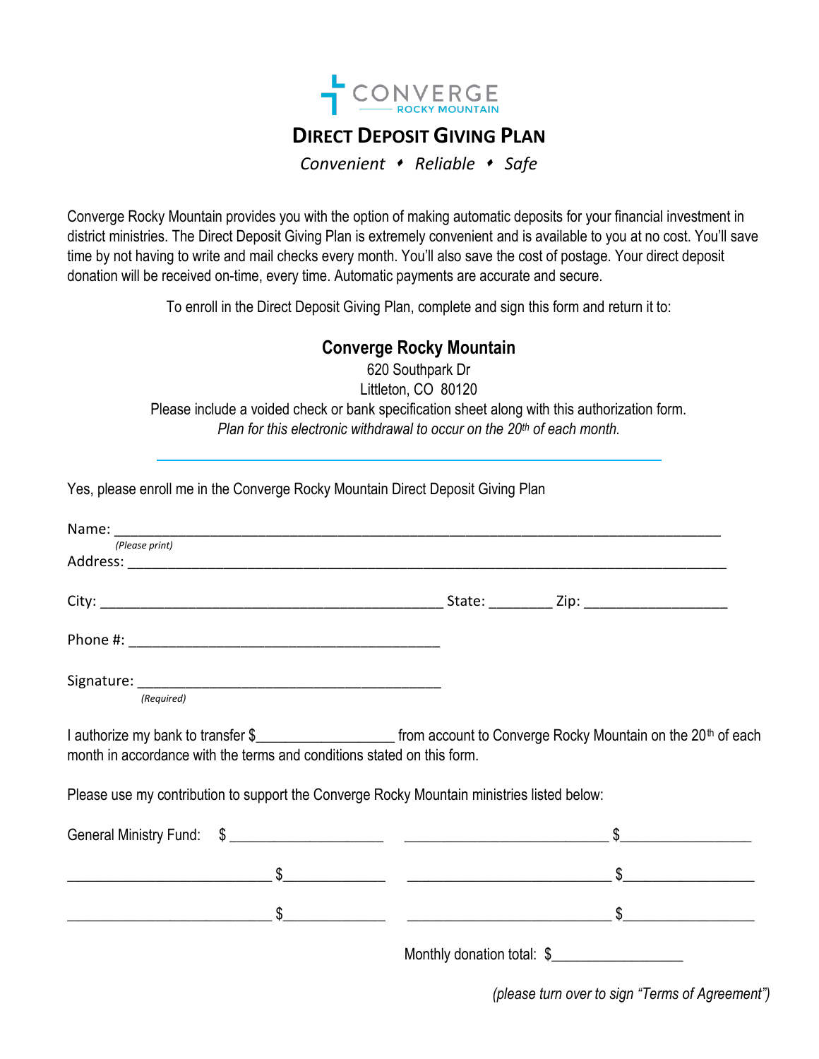CONVERGE
ROCKY MOUNTAIN

# DIRECT DEPOSIT GIVING PLAN

*Convenient ⬩ Reliable ⬩ Safe*

Converge Rocky Mountain provides you with the option of making automatic deposits for your financial investment in district ministries. The Direct Deposit Giving Plan is extremely convenient and is available to you at no cost. You'll save time by not having to write and mail checks every month. You'll also save the cost of postage. Your direct deposit donation will be received on-time, every time. Automatic payments are accurate and secure.

To enroll in the Direct Deposit Giving Plan, complete and sign this form and return it to:

**Converge Rocky Mountain**
620 Southpark Dr
Littleton, CO 80120

Please include a voided check or bank specification sheet along with this authorization form.
*Plan for this electronic withdrawal to occur on the 20th of each month.*

---

Yes, please enroll me in the Converge Rocky Mountain Direct Deposit Giving Plan

Name: ____________________________________________________________
*(Please print)*

Address: __________________________________________________________

City: ____________________________________ State: ________ Zip: __________________

Phone #: ________________________________________

Signature: ________________________________________
*(Required)*

I authorize my bank to transfer $__________________ from account to Converge Rocky Mountain on the 20th of each month in accordance with the terms and conditions stated on this form.

Please use my contribution to support the Converge Rocky Mountain ministries listed below:

General Ministry Fund: $ ____________________ ___________________________ $_________________

___________________________ $_____________ ___________________________ $_________________

___________________________ $_____________ ___________________________ $_________________

Monthly donation total: $_________________

*(please turn over to sign "Terms of Agreement")*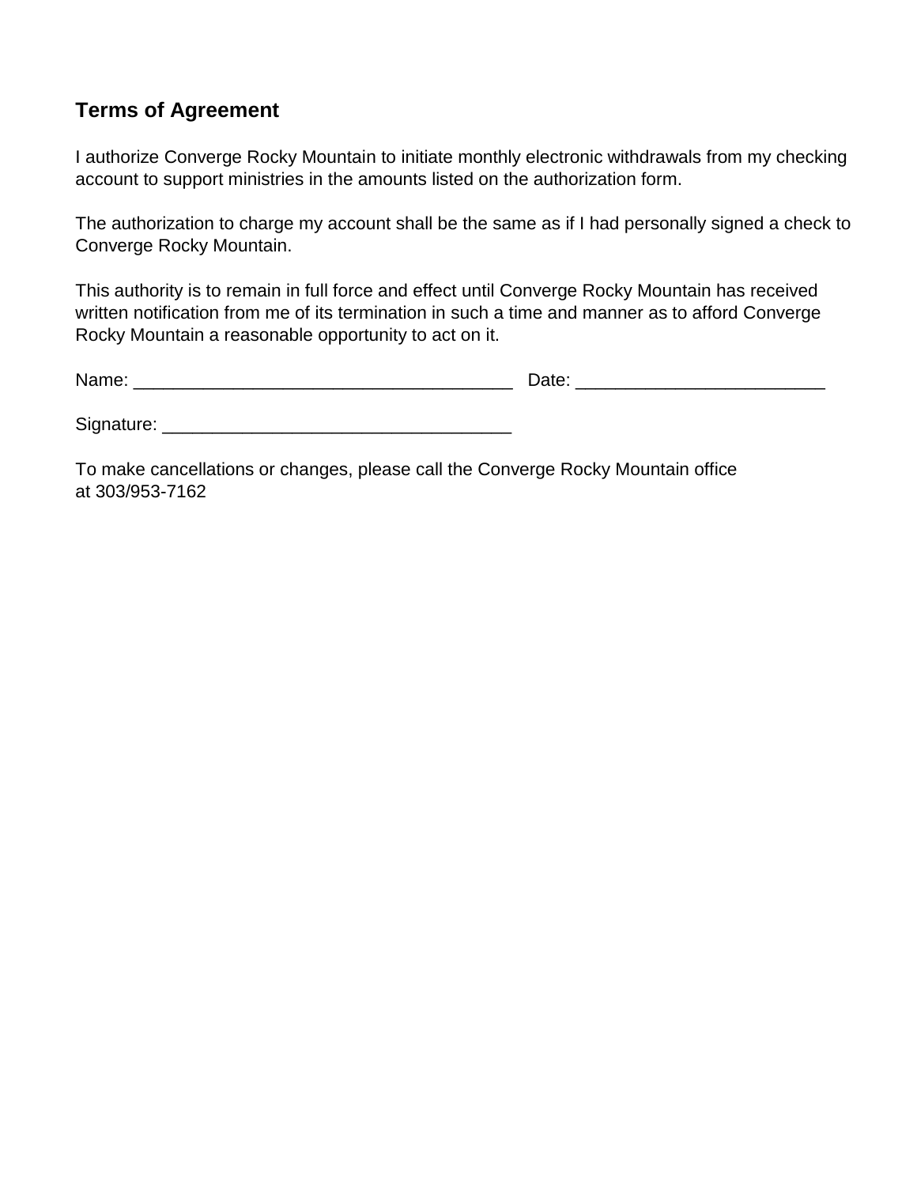## Terms of Agreement

I authorize Converge Rocky Mountain to initiate monthly electronic withdrawals from my checking account to support ministries in the amounts listed on the authorization form.

The authorization to charge my account shall be the same as if I had personally signed a check to Converge Rocky Mountain.

This authority is to remain in full force and effect until Converge Rocky Mountain has received written notification from me of its termination in such a time and manner as to afford Converge Rocky Mountain a reasonable opportunity to act on it.

Name: _______________________________________ Date: _________________________

Signature: ____________________________________

To make cancellations or changes, please call the Converge Rocky Mountain office at 303/953-7162